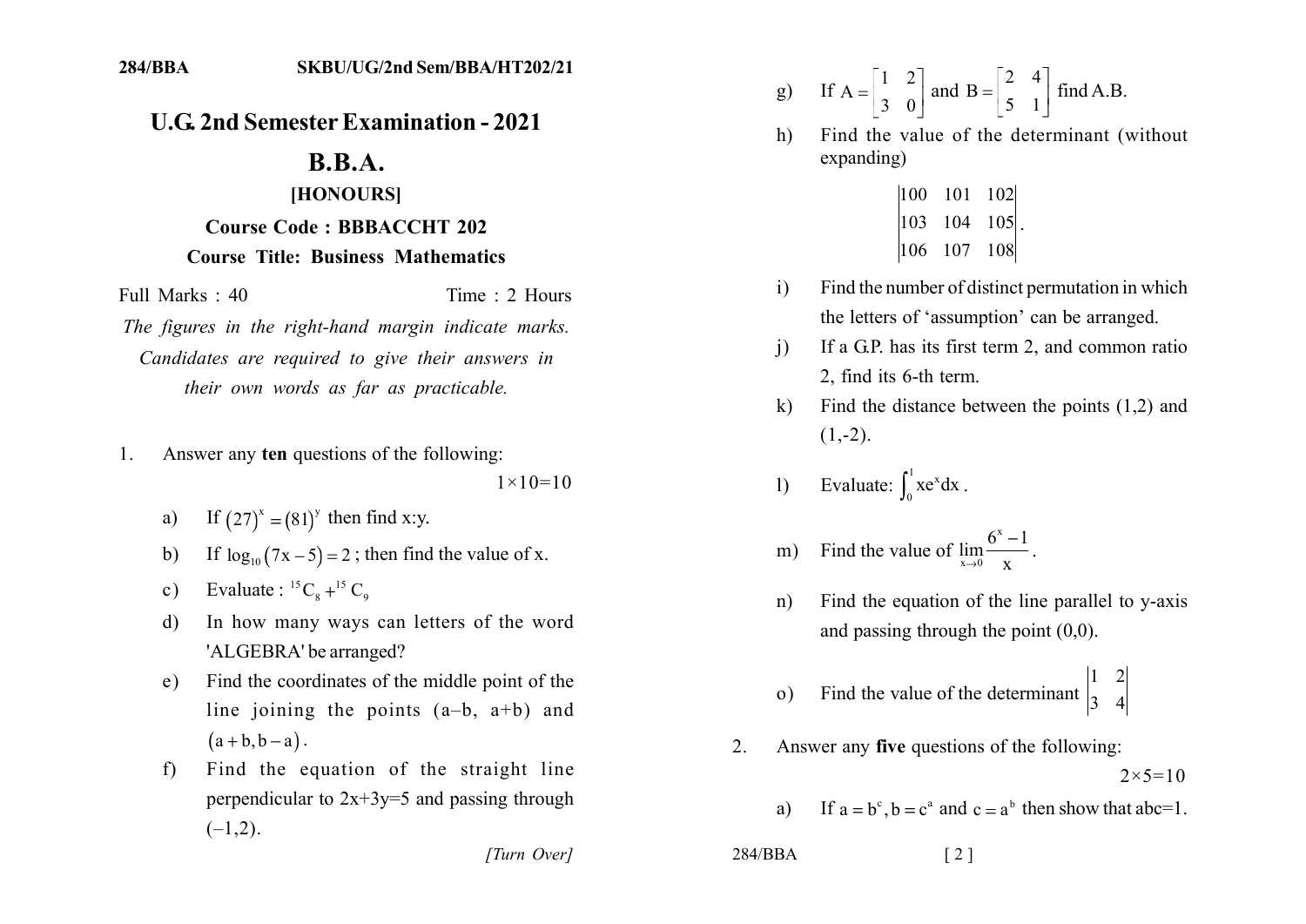# U.G. 2nd Semester Examination - 2021

# B.B.A.

### [HONOURS]

### Course Code : BBBACCHT 202

### Course Title: Business Mathematics

Full Marks : 40 Time : 2 Hours

*The figures in the right-hand margin indicate marks. Candidates are required to give their answers in their own words as far as practicable.*

1. Answer any **ten** questions of the following: $1\times10=10$

   a) If $(27)^x = (81)^y$ then find x:y.

   b) If $\log_{10}(7x-5) = 2$ ; then find the value of x.

   c) Evaluate : ${}^{15}C_8 + {}^{15}C_9$

   d) In how many ways can letters of the word 'ALGEBRA' be arranged?

   e) Find the coordinates of the middle point of the line joining the points (a–b, a+b) and $(a+b, b-a)$.

   f) Find the equation of the straight line perpendicular to 2x+3y=5 and passing through (–1,2).

   g) If $A = \begin{bmatrix} 1 & 2 \\ 3 & 0 \end{bmatrix}$ and $B = \begin{bmatrix} 2 & 4 \\ 5 & 1 \end{bmatrix}$ find A.B.

   h) Find the value of the determinant (without expanding)

   $$\begin{vmatrix} 100 & 101 & 102 \\ 103 & 104 & 105 \\ 106 & 107 & 108 \end{vmatrix}.$$

   i) Find the number of distinct permutation in which the letters of 'assumption' can be arranged.

   j) If a G.P. has its first term 2, and common ratio 2, find its 6-th term.

   k) Find the distance between the points (1,2) and (1,-2).

   l) Evaluate: $\int_0^1 xe^x dx$ .

   m) Find the value of $\lim_{x\to0}\frac{6^x-1}{x}$ .

   n) Find the equation of the line parallel to y-axis and passing through the point (0,0).

   o) Find the value of the determinant $\begin{vmatrix} 1 & 2 \\ 3 & 4 \end{vmatrix}$

2. Answer any **five** questions of the following: $2\times5=10$

   a) If $a = b^c, b = c^a$ and $c = a^b$ then show that abc=1.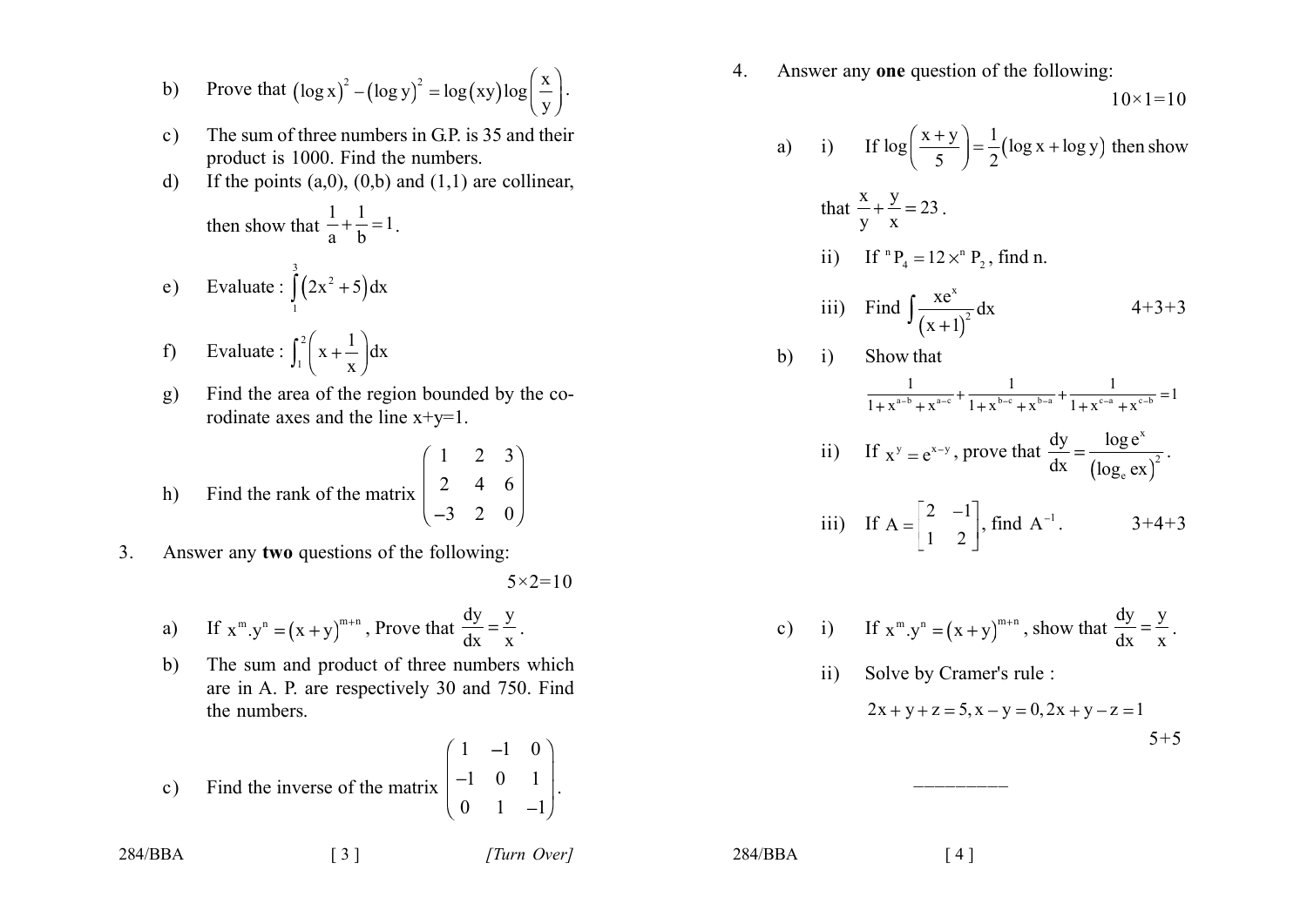b) Prove that $(\log x)^2 - (\log y)^2 = \log(xy)\log\left(\frac{x}{y}\right)$.

c) The sum of three numbers in G.P. is 35 and their product is 1000. Find the numbers.

d) If the points (a,0), (0,b) and (1,1) are collinear, then show that $\frac{1}{a}+\frac{1}{b}=1$.

e) Evaluate : $\int_1^3 (2x^2+5)dx$

f) Evaluate : $\int_1^2 \left(x+\frac{1}{x}\right)dx$

g) Find the area of the region bounded by the co-rodinate axes and the line x+y=1.

h) Find the rank of the matrix $\begin{pmatrix} 1 & 2 & 3 \\ 2 & 4 & 6 \\ -3 & 2 & 0 \end{pmatrix}$

3. Answer any **two** questions of the following: 5×2=10

a) If $x^m.y^n = (x+y)^{m+n}$, Prove that $\frac{dy}{dx}=\frac{y}{x}$.

b) The sum and product of three numbers which are in A. P. are respectively 30 and 750. Find the numbers.

c) Find the inverse of the matrix $\begin{pmatrix} 1 & -1 & 0 \\ -1 & 0 & 1 \\ 0 & 1 & -1 \end{pmatrix}$.

4. Answer any **one** question of the following: 10×1=10

a) i) If $\log\left(\frac{x+y}{5}\right)=\frac{1}{2}(\log x+\log y)$ then show that $\frac{x}{y}+\frac{y}{x}=23$.

ii) If ${}^nP_4 = 12 \times {}^nP_2$, find n.

iii) Find $\int \frac{xe^x}{(x+1)^2}dx$ 4+3+3

b) i) Show that

$$\frac{1}{1+x^{a-b}+x^{a-c}}+\frac{1}{1+x^{b-c}+x^{b-a}}+\frac{1}{1+x^{c-a}+x^{c-b}}=1$$

ii) If $x^y = e^{x-y}$, prove that $\frac{dy}{dx}=\frac{\log e^x}{(\log_e ex)^2}$.

iii) If $A=\begin{bmatrix} 2 & -1 \\ 1 & 2 \end{bmatrix}$, find $A^{-1}$. 3+4+3

c) i) If $x^m.y^n = (x+y)^{m+n}$, show that $\frac{dy}{dx}=\frac{y}{x}$.

ii) Solve by Cramer's rule :

$$2x+y+z=5, x-y=0, 2x+y-z=1$$

5+5

---------